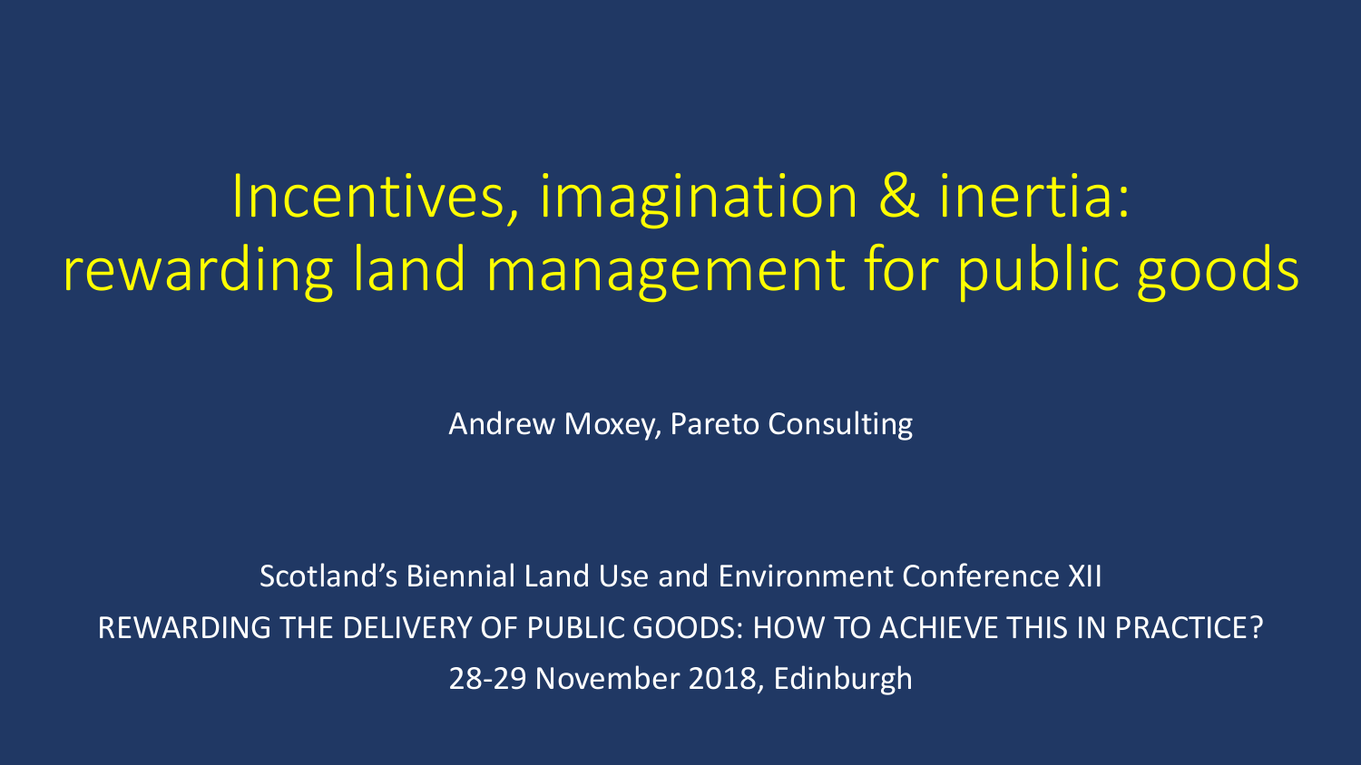# Incentives, imagination & inertia: rewarding land management for public goods

Andrew Moxey, Pareto Consulting

Scotland's Biennial Land Use and Environment Conference XII

REWARDING THE DELIVERY OF PUBLIC GOODS: HOW TO ACHIEVE THIS IN PRACTICE?

28-29 November 2018, Edinburgh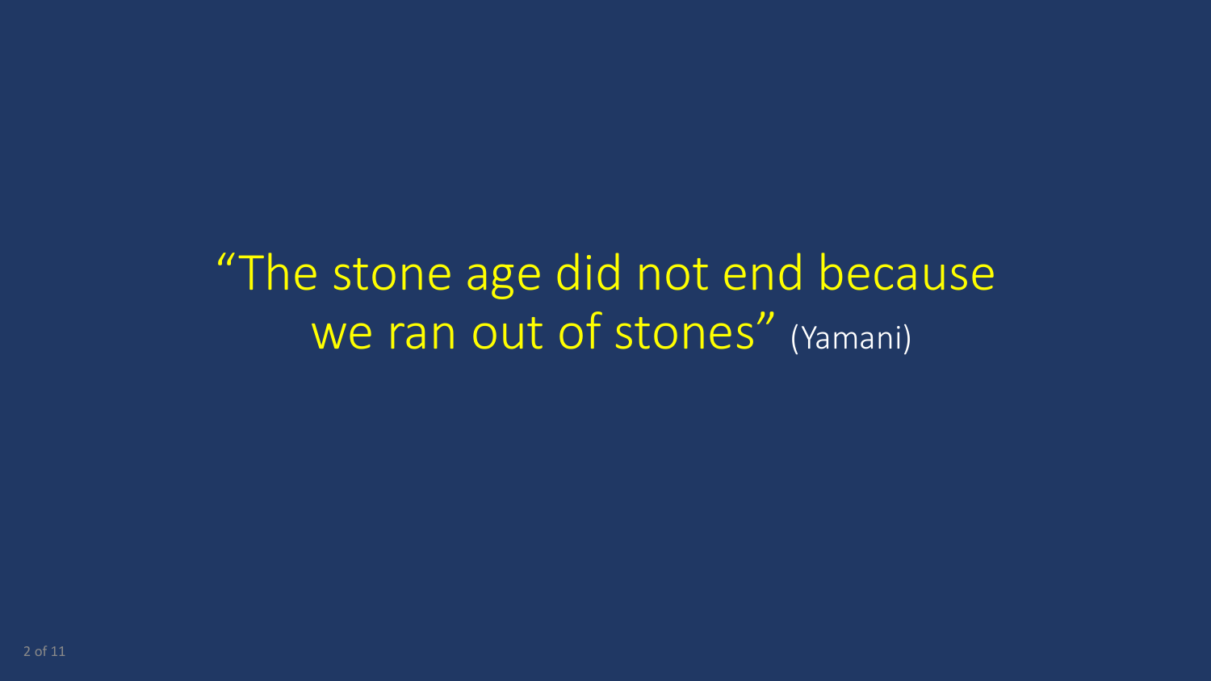"The stone age did not end because we ran out of stones" (Yamani)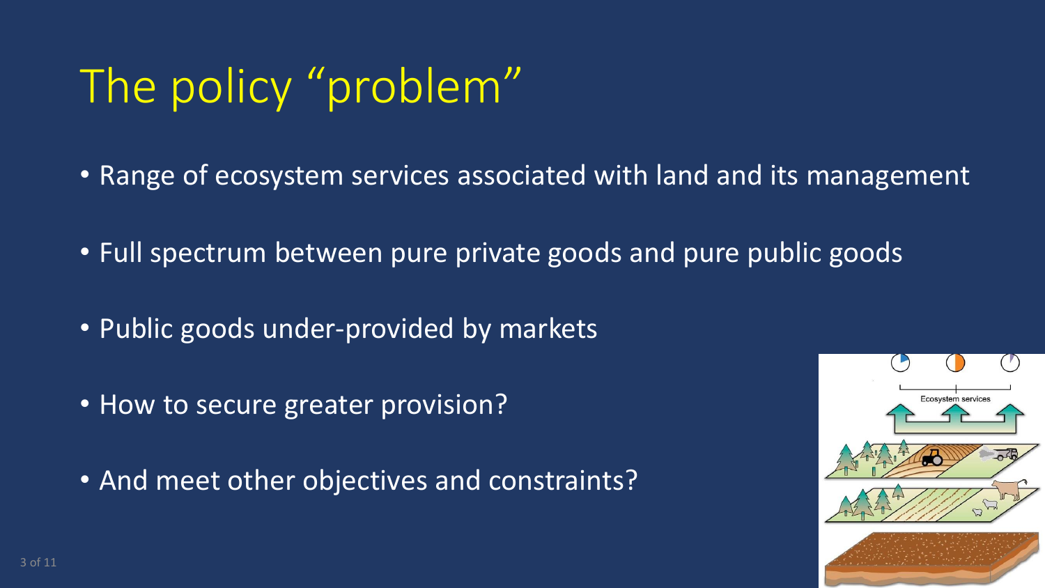# The policy "problem"

- Range of ecosystem services associated with land and its management
- Full spectrum between pure private goods and pure public goods
- Public goods under-provided by markets
- How to secure greater provision?
- And meet other objectives and constraints?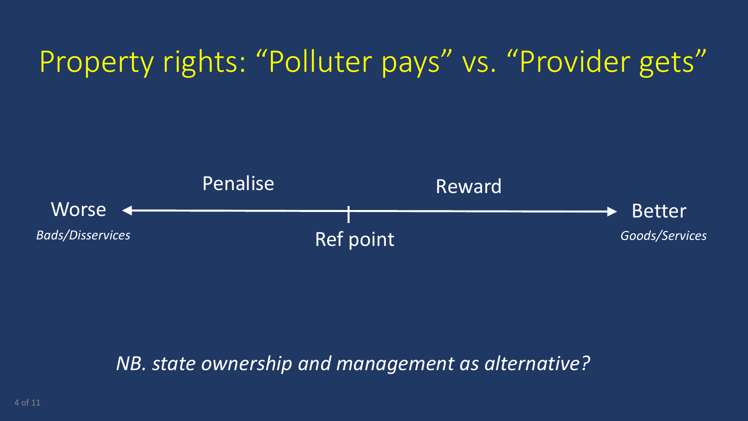# Property rights: "Polluter pays" vs. "Provider gets"

Penalise | Reward

Worse ← — Ref point — → Better

*Bads/Disservices* | *Goods/Services*

*NB. state ownership and management as alternative?*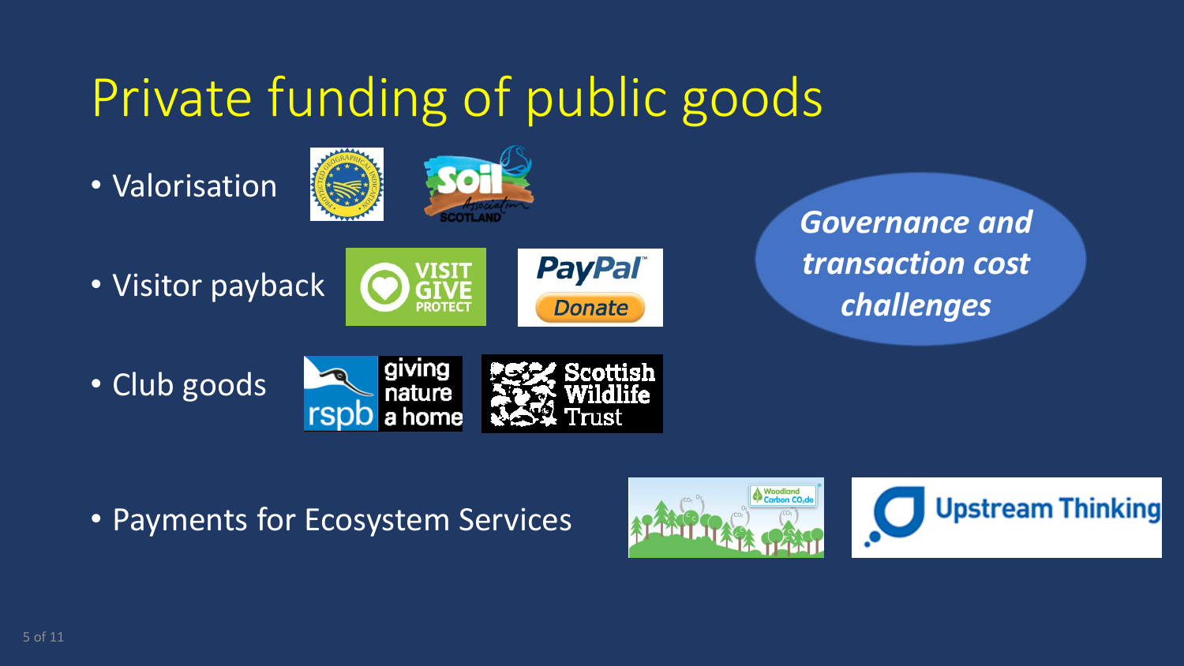# Private funding of public goods

- Valorisation
- Visitor payback
- Club goods
- Payments for Ecosystem Services

***Governance and transaction cost challenges***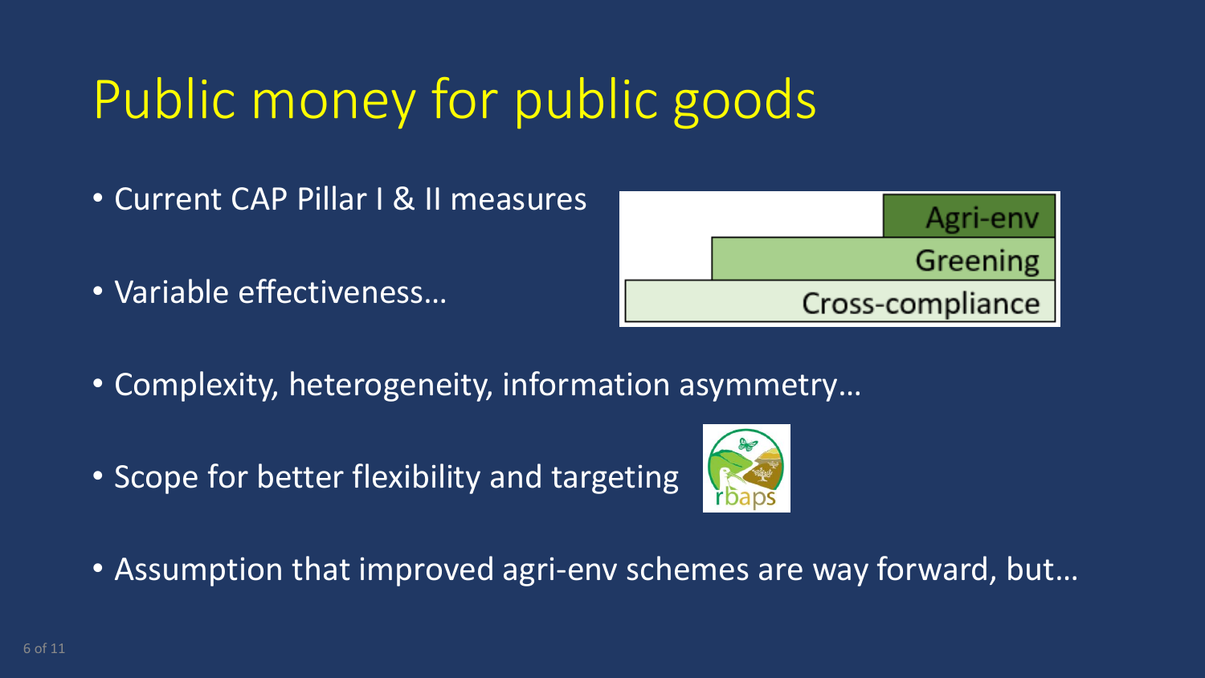# Public money for public goods

- Current CAP Pillar I & II measures

- Variable effectiveness…

Agri-env

Greening

Cross-compliance

- Complexity, heterogeneity, information asymmetry…

- Scope for better flexibility and targeting

- Assumption that improved agri-env schemes are way forward, but…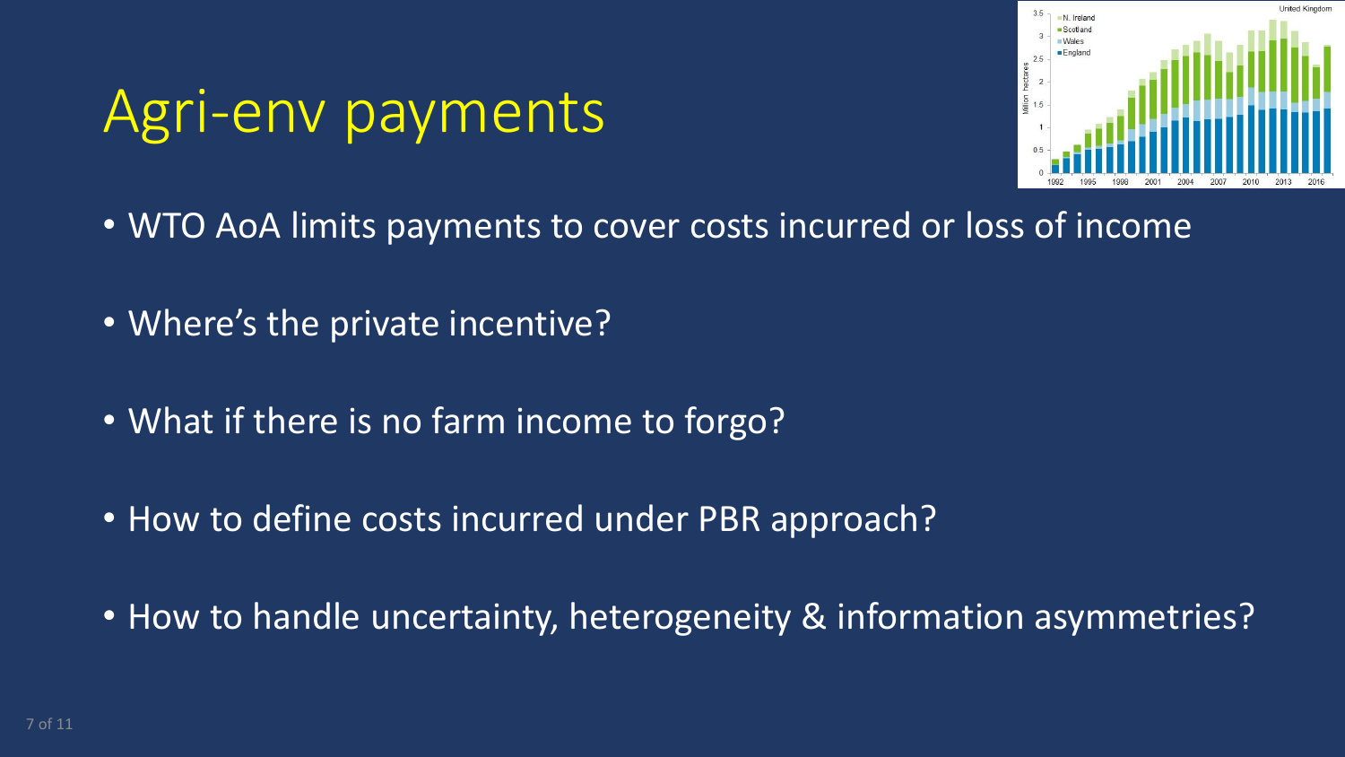# Agri-env payments

- WTO AoA limits payments to cover costs incurred or loss of income
- Where's the private incentive?
- What if there is no farm income to forgo?
- How to define costs incurred under PBR approach?
- How to handle uncertainty, heterogeneity & information asymmetries?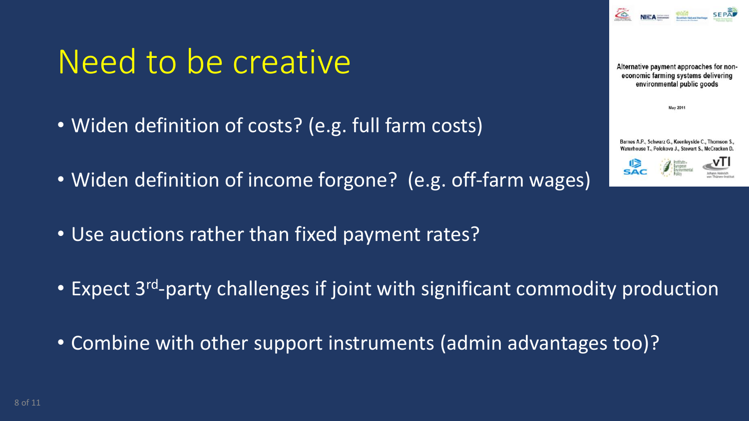# Need to be creative

- Widen definition of costs? (e.g. full farm costs)
- Widen definition of income forgone? (e.g. off-farm wages)
- Use auctions rather than fixed payment rates?
- Expect 3rd-party challenges if joint with significant commodity production
- Combine with other support instruments (admin advantages too)?

Alternative payment approaches for non-economic farming systems delivering environmental public goods

May 2011

Barnes A.P., Schwarz G., Keenleyside C., Thomson S., Waterhouse T., Polokova J., Stewart S., McCracken D.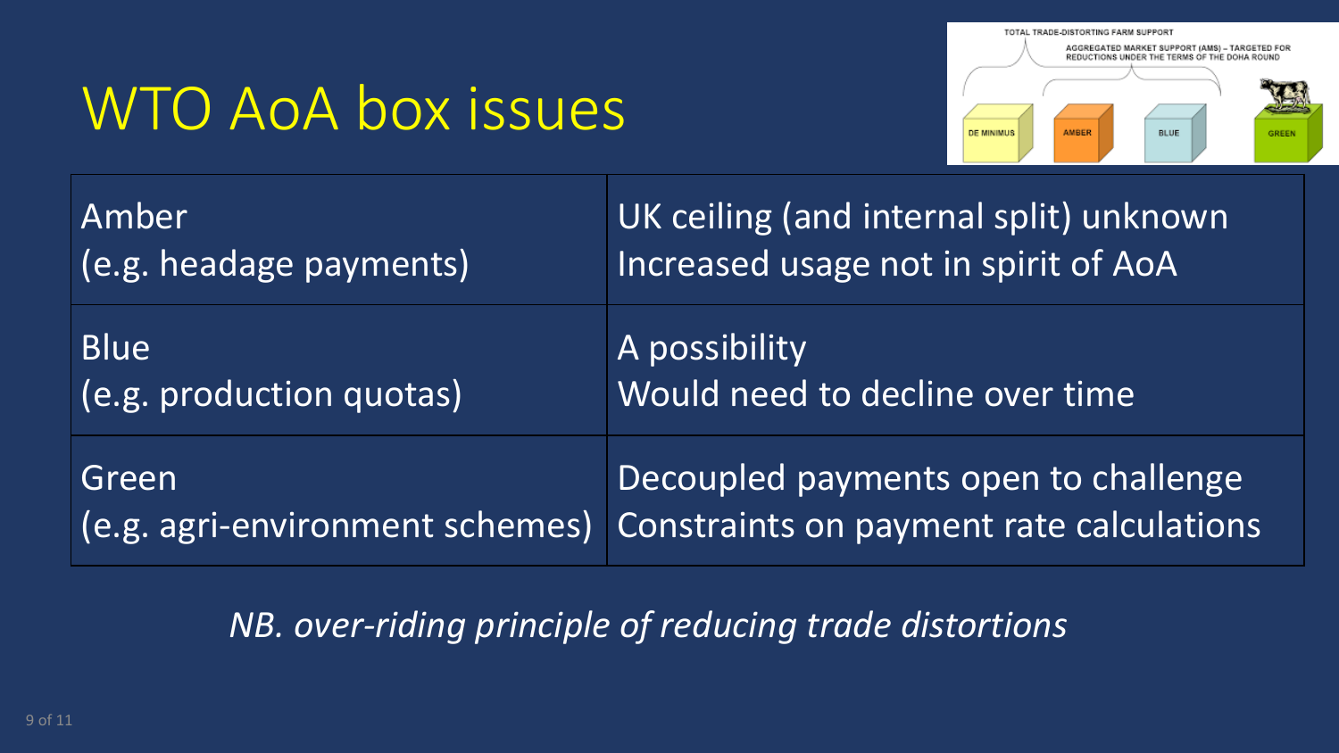# WTO AoA box issues

| | |
|---|---|
| Amber<br>(e.g. headage payments) | UK ceiling (and internal split) unknown<br>Increased usage not in spirit of AoA |
| Blue<br>(e.g. production quotas) | A possibility<br>Would need to decline over time |
| Green<br>(e.g. agri-environment schemes) | Decoupled payments open to challenge<br>Constraints on payment rate calculations |

*NB. over-riding principle of reducing trade distortions*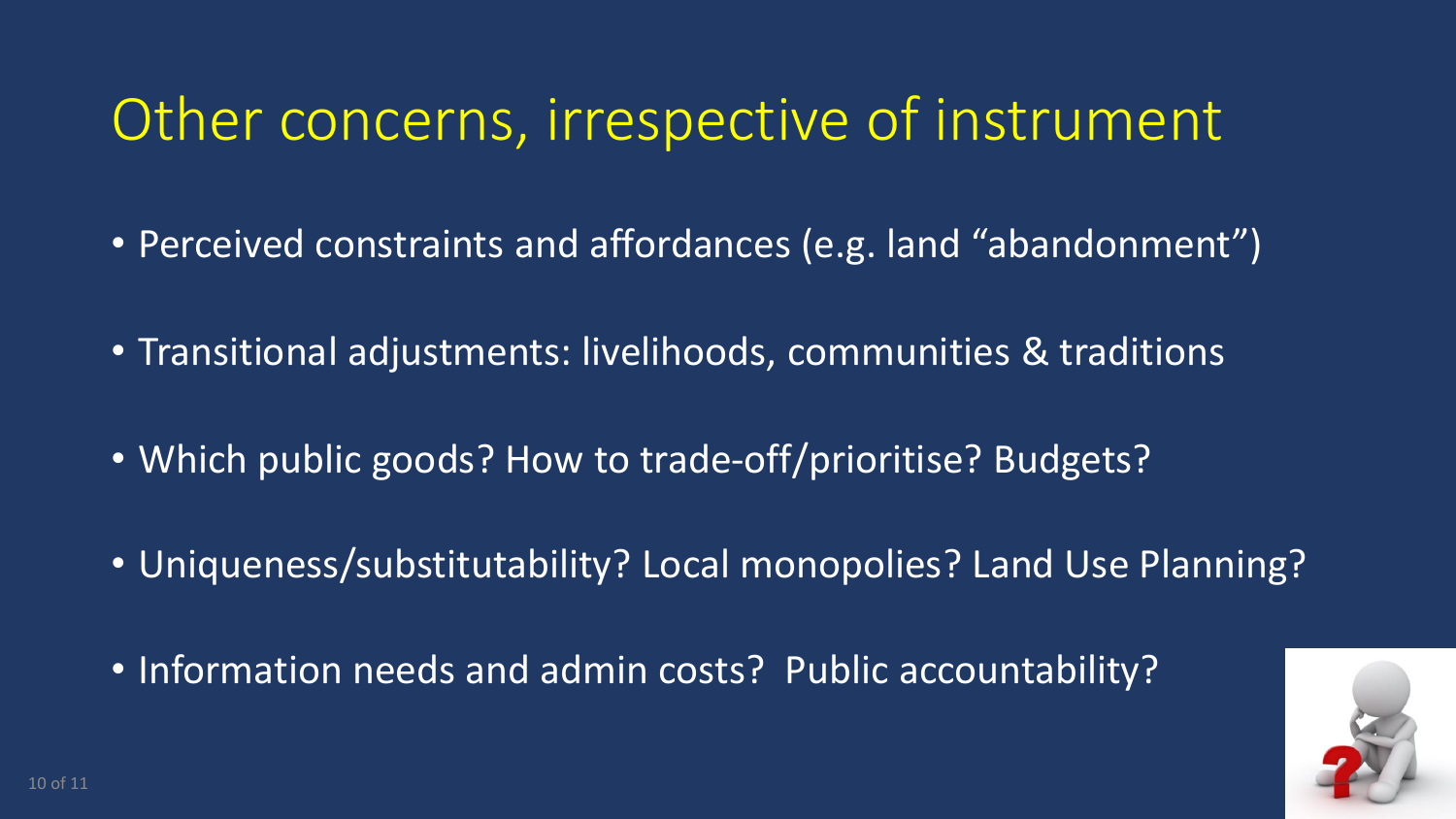# Other concerns, irrespective of instrument

- Perceived constraints and affordances (e.g. land “abandonment”)
- Transitional adjustments: livelihoods, communities & traditions
- Which public goods? How to trade-off/prioritise? Budgets?
- Uniqueness/substitutability? Local monopolies? Land Use Planning?
- Information needs and admin costs? Public accountability?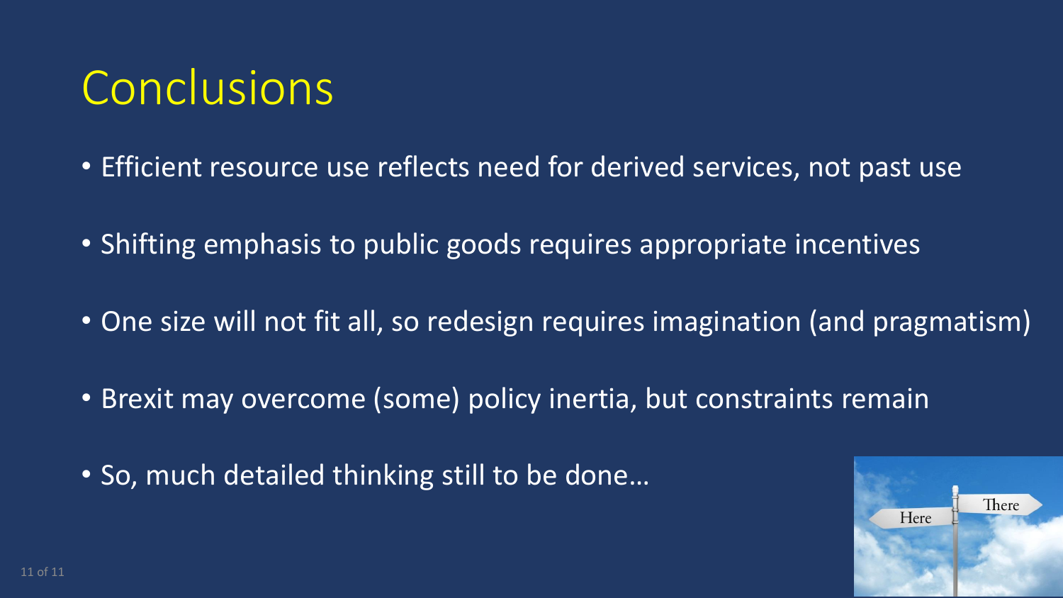# Conclusions

- Efficient resource use reflects need for derived services, not past use
- Shifting emphasis to public goods requires appropriate incentives
- One size will not fit all, so redesign requires imagination (and pragmatism)
- Brexit may overcome (some) policy inertia, but constraints remain
- So, much detailed thinking still to be done…